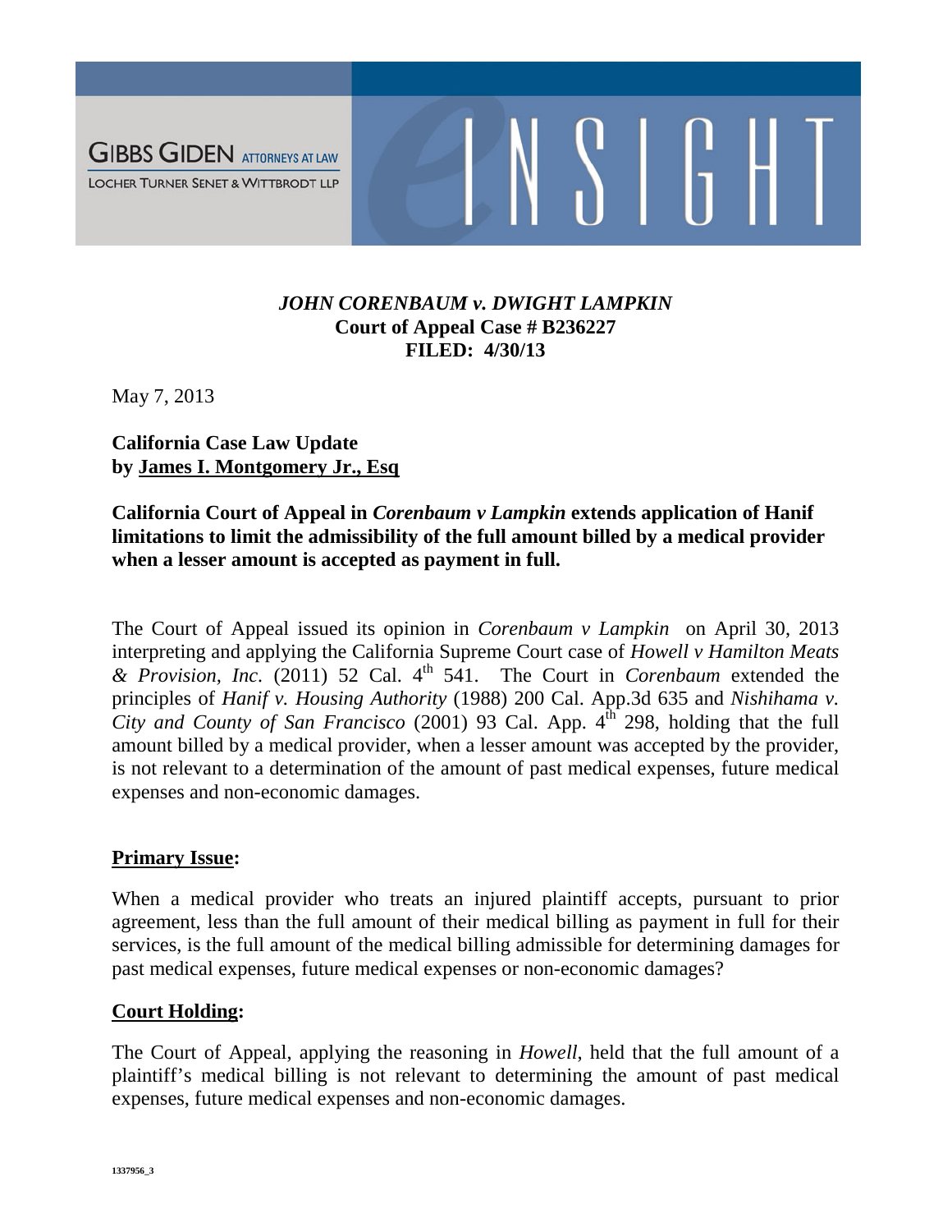GIBBS GIDEN ATTORNEYS AT LAW
LOCHER TURNER SENET & WITTBRODT LLP

eINSIGHT

***JOHN CORENBAUM v. DWIGHT LAMPKIN***
**Court of Appeal Case # B236227**
**FILED: 4/30/13**

May 7, 2013

**California Case Law Update**
**by James I. Montgomery Jr., Esq**

**California Court of Appeal in *Corenbaum v Lampkin* extends application of Hanif limitations to limit the admissibility of the full amount billed by a medical provider when a lesser amount is accepted as payment in full.**

The Court of Appeal issued its opinion in *Corenbaum v Lampkin* on April 30, 2013 interpreting and applying the California Supreme Court case of *Howell v Hamilton Meats & Provision, Inc*. (2011) 52 Cal. 4th 541. The Court in *Corenbaum* extended the principles of *Hanif v. Housing Authority* (1988) 200 Cal. App.3d 635 and *Nishihama v. City and County of San Francisco* (2001) 93 Cal. App. 4th 298, holding that the full amount billed by a medical provider, when a lesser amount was accepted by the provider, is not relevant to a determination of the amount of past medical expenses, future medical expenses and non-economic damages.

**Primary Issue:**

When a medical provider who treats an injured plaintiff accepts, pursuant to prior agreement, less than the full amount of their medical billing as payment in full for their services, is the full amount of the medical billing admissible for determining damages for past medical expenses, future medical expenses or non-economic damages?

**Court Holding:**

The Court of Appeal, applying the reasoning in *Howell*, held that the full amount of a plaintiff's medical billing is not relevant to determining the amount of past medical expenses, future medical expenses and non-economic damages.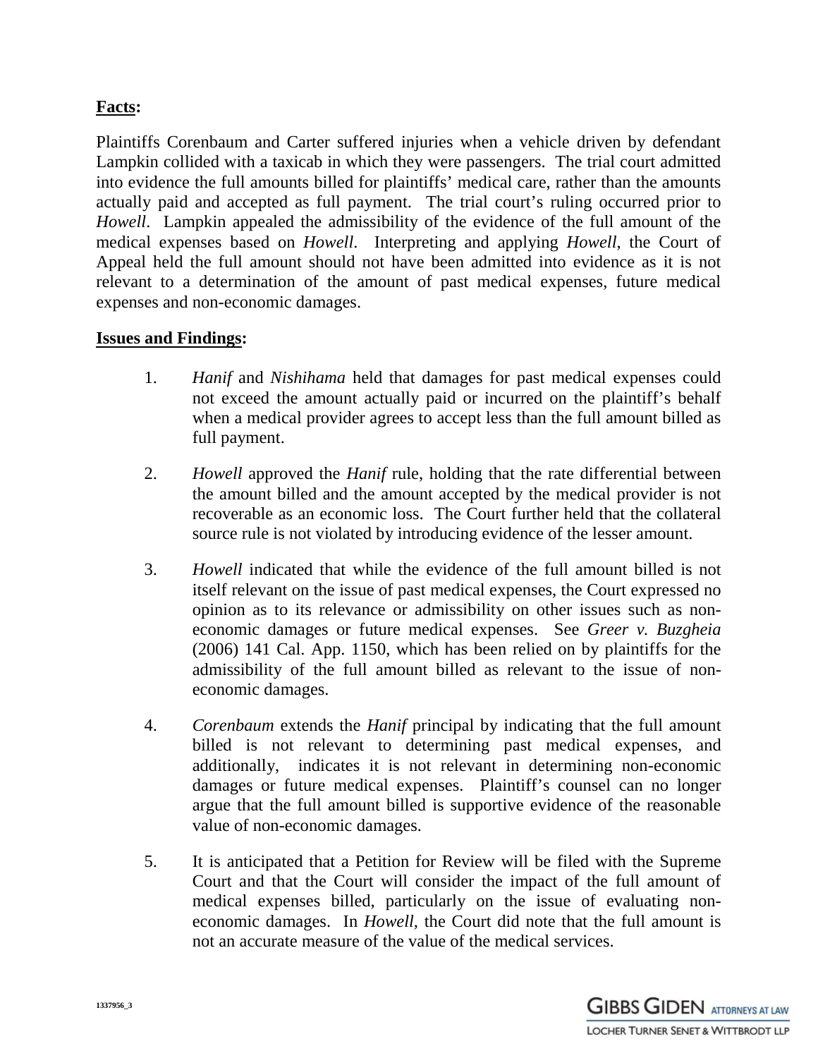**Facts:**

Plaintiffs Corenbaum and Carter suffered injuries when a vehicle driven by defendant Lampkin collided with a taxicab in which they were passengers. The trial court admitted into evidence the full amounts billed for plaintiffs' medical care, rather than the amounts actually paid and accepted as full payment. The trial court's ruling occurred prior to *Howell*. Lampkin appealed the admissibility of the evidence of the full amount of the medical expenses based on *Howell*. Interpreting and applying *Howell*, the Court of Appeal held the full amount should not have been admitted into evidence as it is not relevant to a determination of the amount of past medical expenses, future medical expenses and non-economic damages.

**Issues and Findings:**

1. *Hanif* and *Nishihama* held that damages for past medical expenses could not exceed the amount actually paid or incurred on the plaintiff's behalf when a medical provider agrees to accept less than the full amount billed as full payment.

2. *Howell* approved the *Hanif* rule, holding that the rate differential between the amount billed and the amount accepted by the medical provider is not recoverable as an economic loss. The Court further held that the collateral source rule is not violated by introducing evidence of the lesser amount.

3. *Howell* indicated that while the evidence of the full amount billed is not itself relevant on the issue of past medical expenses, the Court expressed no opinion as to its relevance or admissibility on other issues such as non-economic damages or future medical expenses. See *Greer v. Buzgheia* (2006) 141 Cal. App. 1150, which has been relied on by plaintiffs for the admissibility of the full amount billed as relevant to the issue of non-economic damages.

4. *Corenbaum* extends the *Hanif* principal by indicating that the full amount billed is not relevant to determining past medical expenses, and additionally, indicates it is not relevant in determining non-economic damages or future medical expenses. Plaintiff's counsel can no longer argue that the full amount billed is supportive evidence of the reasonable value of non-economic damages.

5. It is anticipated that a Petition for Review will be filed with the Supreme Court and that the Court will consider the impact of the full amount of medical expenses billed, particularly on the issue of evaluating non-economic damages. In *Howell*, the Court did note that the full amount is not an accurate measure of the value of the medical services.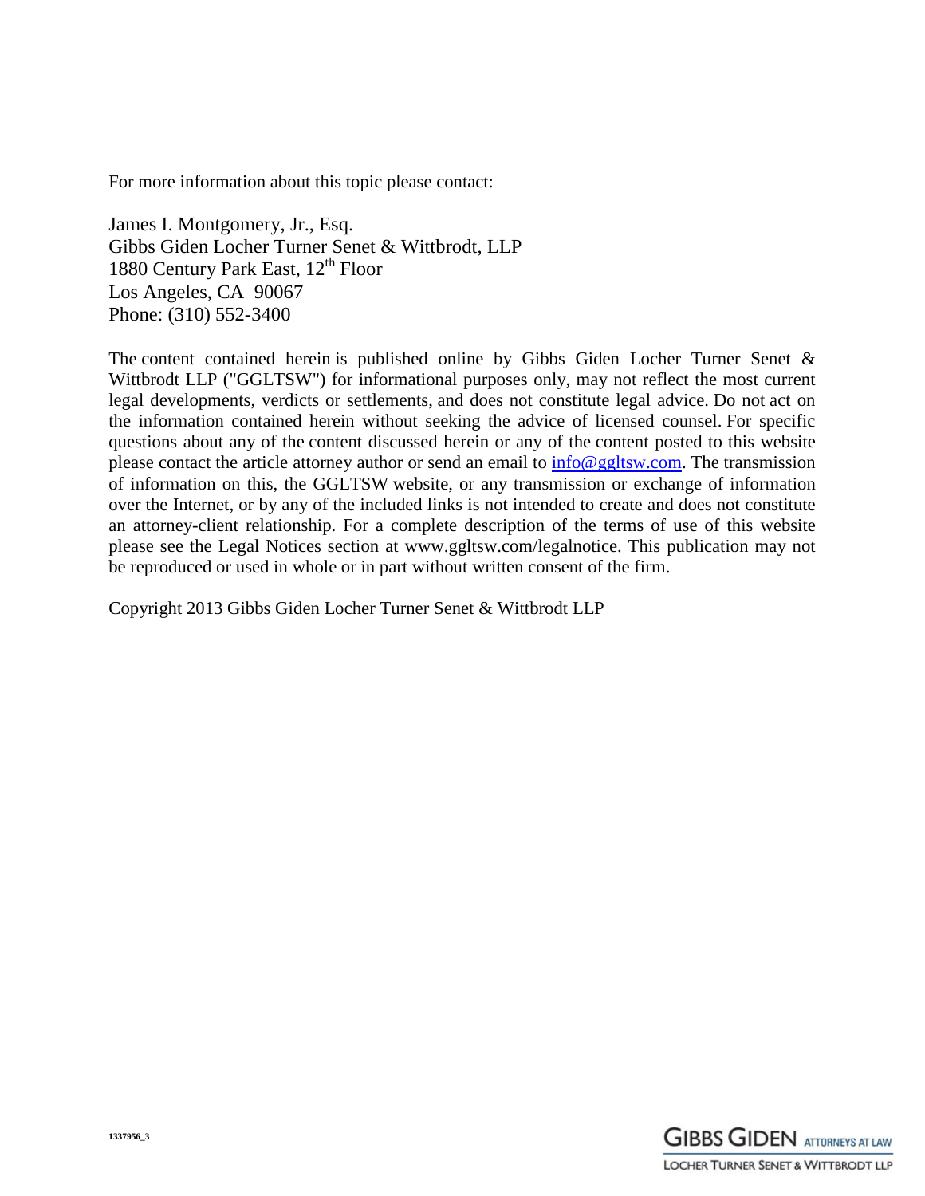For more information about this topic please contact:

James I. Montgomery, Jr., Esq.
Gibbs Giden Locher Turner Senet & Wittbrodt, LLP
1880 Century Park East, 12th Floor
Los Angeles, CA 90067
Phone: (310) 552-3400

The content contained herein is published online by Gibbs Giden Locher Turner Senet & Wittbrodt LLP ("GGLTSW") for informational purposes only, may not reflect the most current legal developments, verdicts or settlements, and does not constitute legal advice. Do not act on the information contained herein without seeking the advice of licensed counsel. For specific questions about any of the content discussed herein or any of the content posted to this website please contact the article attorney author or send an email to info@ggltsw.com. The transmission of information on this, the GGLTSW website, or any transmission or exchange of information over the Internet, or by any of the included links is not intended to create and does not constitute an attorney-client relationship. For a complete description of the terms of use of this website please see the Legal Notices section at www.ggltsw.com/legalnotice. This publication may not be reproduced or used in whole or in part without written consent of the firm.

Copyright 2013 Gibbs Giden Locher Turner Senet & Wittbrodt LLP

1337956_3

GIBBS GIDEN ATTORNEYS AT LAW
LOCHER TURNER SENET & WITTBRODT LLP